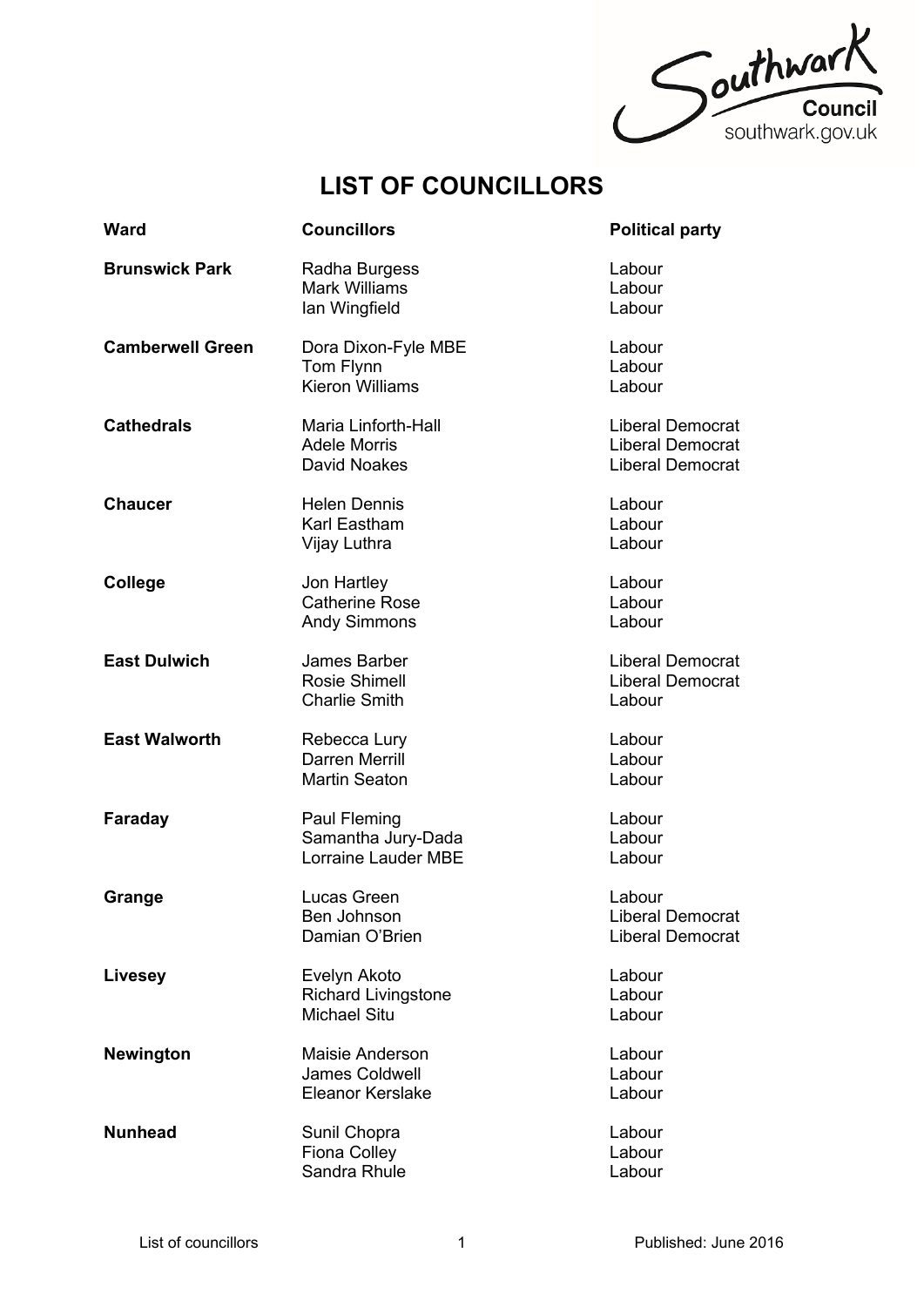Southwark Council
southwark.gov.uk

# LIST OF COUNCILLORS

| Ward | Councillors | Political party |
|---|---|---|
| **Brunswick Park** | Radha Burgess | Labour |
| | Mark Williams | Labour |
| | Ian Wingfield | Labour |
| **Camberwell Green** | Dora Dixon-Fyle MBE | Labour |
| | Tom Flynn | Labour |
| | Kieron Williams | Labour |
| **Cathedrals** | Maria Linforth-Hall | Liberal Democrat |
| | Adele Morris | Liberal Democrat |
| | David Noakes | Liberal Democrat |
| **Chaucer** | Helen Dennis | Labour |
| | Karl Eastham | Labour |
| | Vijay Luthra | Labour |
| **College** | Jon Hartley | Labour |
| | Catherine Rose | Labour |
| | Andy Simmons | Labour |
| **East Dulwich** | James Barber | Liberal Democrat |
| | Rosie Shimell | Liberal Democrat |
| | Charlie Smith | Labour |
| **East Walworth** | Rebecca Lury | Labour |
| | Darren Merrill | Labour |
| | Martin Seaton | Labour |
| **Faraday** | Paul Fleming | Labour |
| | Samantha Jury-Dada | Labour |
| | Lorraine Lauder MBE | Labour |
| **Grange** | Lucas Green | Labour |
| | Ben Johnson | Liberal Democrat |
| | Damian O'Brien | Liberal Democrat |
| **Livesey** | Evelyn Akoto | Labour |
| | Richard Livingstone | Labour |
| | Michael Situ | Labour |
| **Newington** | Maisie Anderson | Labour |
| | James Coldwell | Labour |
| | Eleanor Kerslake | Labour |
| **Nunhead** | Sunil Chopra | Labour |
| | Fiona Colley | Labour |
| | Sandra Rhule | Labour |

List of councillors — Published: June 2016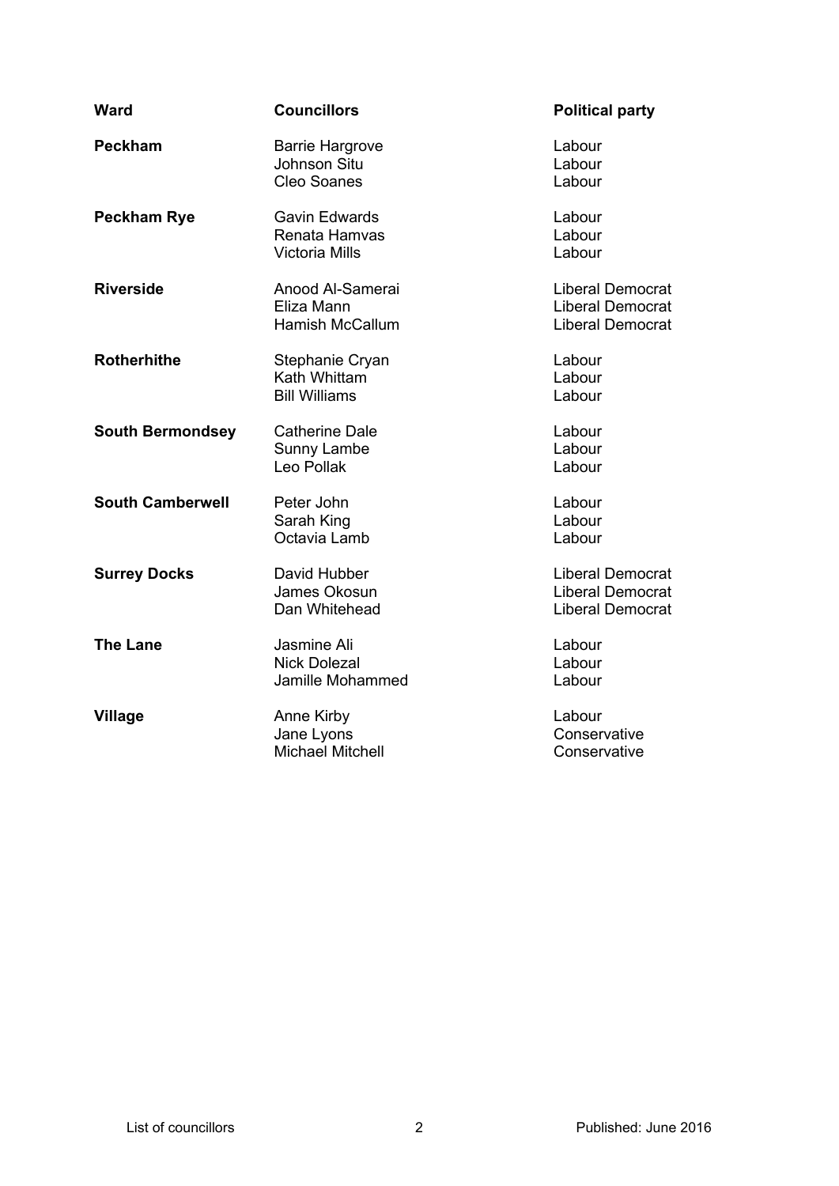| Ward | Councillors | Political party |
| --- | --- | --- |
| **Peckham** | Barrie Hargrove | Labour |
| | Johnson Situ | Labour |
| | Cleo Soanes | Labour |
| **Peckham Rye** | Gavin Edwards | Labour |
| | Renata Hamvas | Labour |
| | Victoria Mills | Labour |
| **Riverside** | Anood Al-Samerai | Liberal Democrat |
| | Eliza Mann | Liberal Democrat |
| | Hamish McCallum | Liberal Democrat |
| **Rotherhithe** | Stephanie Cryan | Labour |
| | Kath Whittam | Labour |
| | Bill Williams | Labour |
| **South Bermondsey** | Catherine Dale | Labour |
| | Sunny Lambe | Labour |
| | Leo Pollak | Labour |
| **South Camberwell** | Peter John | Labour |
| | Sarah King | Labour |
| | Octavia Lamb | Labour |
| **Surrey Docks** | David Hubber | Liberal Democrat |
| | James Okosun | Liberal Democrat |
| | Dan Whitehead | Liberal Democrat |
| **The Lane** | Jasmine Ali | Labour |
| | Nick Dolezal | Labour |
| | Jamille Mohammed | Labour |
| **Village** | Anne Kirby | Labour |
| | Jane Lyons | Conservative |
| | Michael Mitchell | Conservative |

List of councillors Published: June 2016